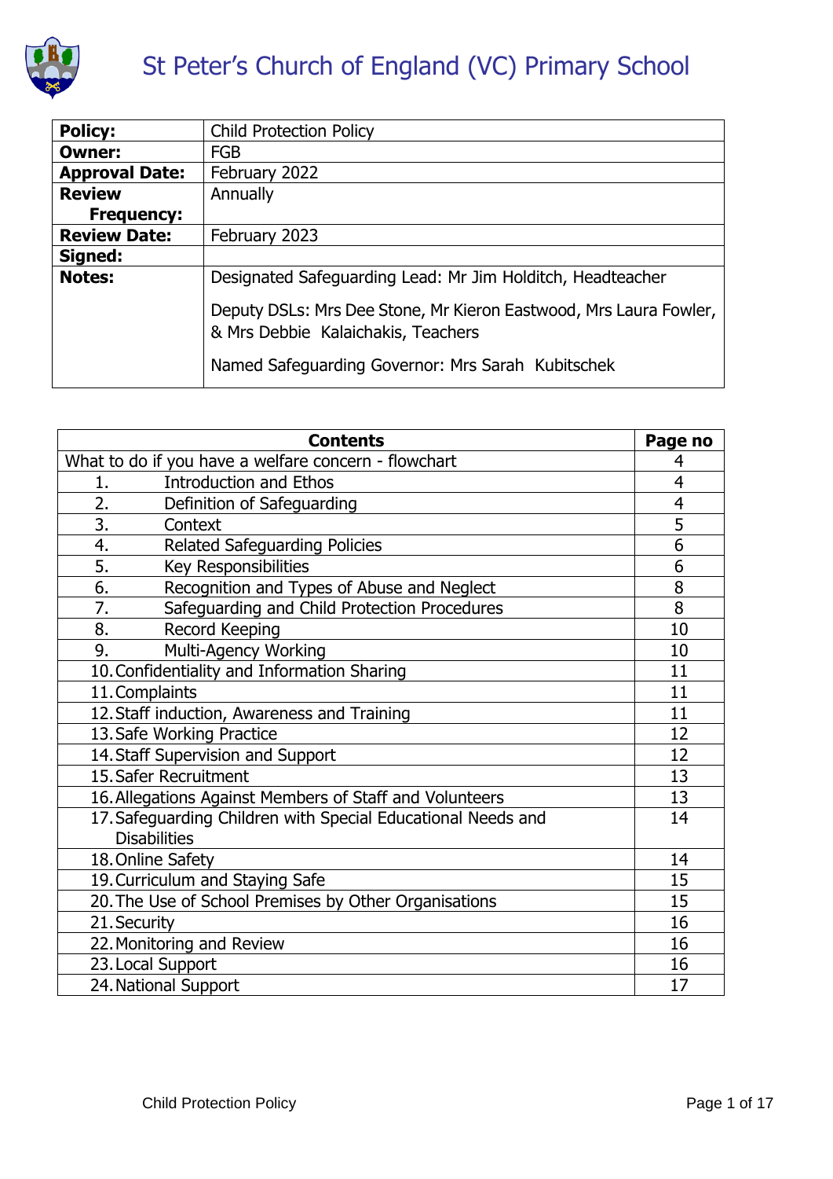# St Peter's Church of England (VC) Primary School

| **Policy:** | Child Protection Policy |
|---|---|
| **Owner:** | FGB |
| **Approval Date:** | February 2022 |
| **Review Frequency:** | Annually |
| **Review Date:** | February 2023 |
| **Signed:** | |
| **Notes:** | Designated Safeguarding Lead: Mr Jim Holditch, Headteacher<br><br>Deputy DSLs: Mrs Dee Stone, Mr Kieron Eastwood, Mrs Laura Fowler, & Mrs Debbie Kalaichakis, Teachers<br><br>Named Safeguarding Governor: Mrs Sarah Kubitschek |

| **Contents** | **Page no** |
|---|---|
| What to do if you have a welfare concern - flowchart | 4 |
| 1. Introduction and Ethos | 4 |
| 2. Definition of Safeguarding | 4 |
| 3. Context | 5 |
| 4. Related Safeguarding Policies | 6 |
| 5. Key Responsibilities | 6 |
| 6. Recognition and Types of Abuse and Neglect | 8 |
| 7. Safeguarding and Child Protection Procedures | 8 |
| 8. Record Keeping | 10 |
| 9. Multi-Agency Working | 10 |
| 10. Confidentiality and Information Sharing | 11 |
| 11. Complaints | 11 |
| 12. Staff induction, Awareness and Training | 11 |
| 13. Safe Working Practice | 12 |
| 14. Staff Supervision and Support | 12 |
| 15. Safer Recruitment | 13 |
| 16. Allegations Against Members of Staff and Volunteers | 13 |
| 17. Safeguarding Children with Special Educational Needs and Disabilities | 14 |
| 18. Online Safety | 14 |
| 19. Curriculum and Staying Safe | 15 |
| 20. The Use of School Premises by Other Organisations | 15 |
| 21. Security | 16 |
| 22. Monitoring and Review | 16 |
| 23. Local Support | 16 |
| 24. National Support | 17 |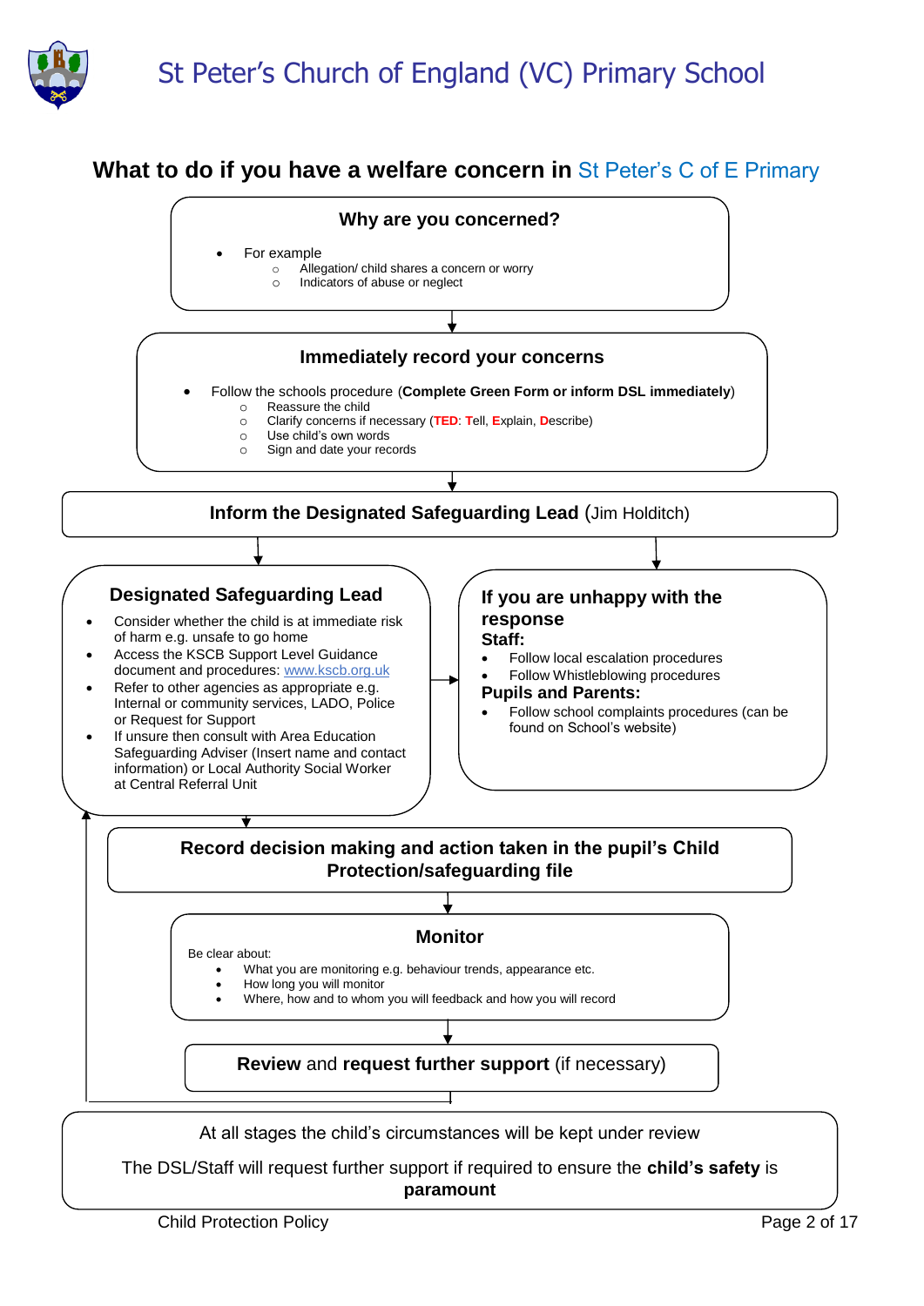# St Peter's Church of England (VC) Primary School

## What to do if you have a welfare concern in St Peter's C of E Primary

### Why are you concerned?

- For example
  - Allegation/ child shares a concern or worry
  - Indicators of abuse or neglect

### Immediately record your concerns

- Follow the schools procedure (**Complete Green Form or inform DSL immediately**)
  - Reassure the child
  - Clarify concerns if necessary (**TED**: **T**ell, **E**xplain, **D**escribe)
  - Use child's own words
  - Sign and date your records

### Inform the Designated Safeguarding Lead (Jim Holditch)

### Designated Safeguarding Lead

- Consider whether the child is at immediate risk of harm e.g. unsafe to go home
- Access the KSCB Support Level Guidance document and procedures: www.kscb.org.uk
- Refer to other agencies as appropriate e.g. Internal or community services, LADO, Police or Request for Support
- If unsure then consult with Area Education Safeguarding Adviser (Insert name and contact information) or Local Authority Social Worker at Central Referral Unit

### If you are unhappy with the response

**Staff:**

- Follow local escalation procedures
- Follow Whistleblowing procedures

**Pupils and Parents:**

- Follow school complaints procedures (can be found on School's website)

### Record decision making and action taken in the pupil's Child Protection/safeguarding file

### Monitor

Be clear about:

- What you are monitoring e.g. behaviour trends, appearance etc.
- How long you will monitor
- Where, how and to whom you will feedback and how you will record

### **Review** and **request further support** (if necessary)

At all stages the child's circumstances will be kept under review

The DSL/Staff will request further support if required to ensure the **child's safety** is **paramount**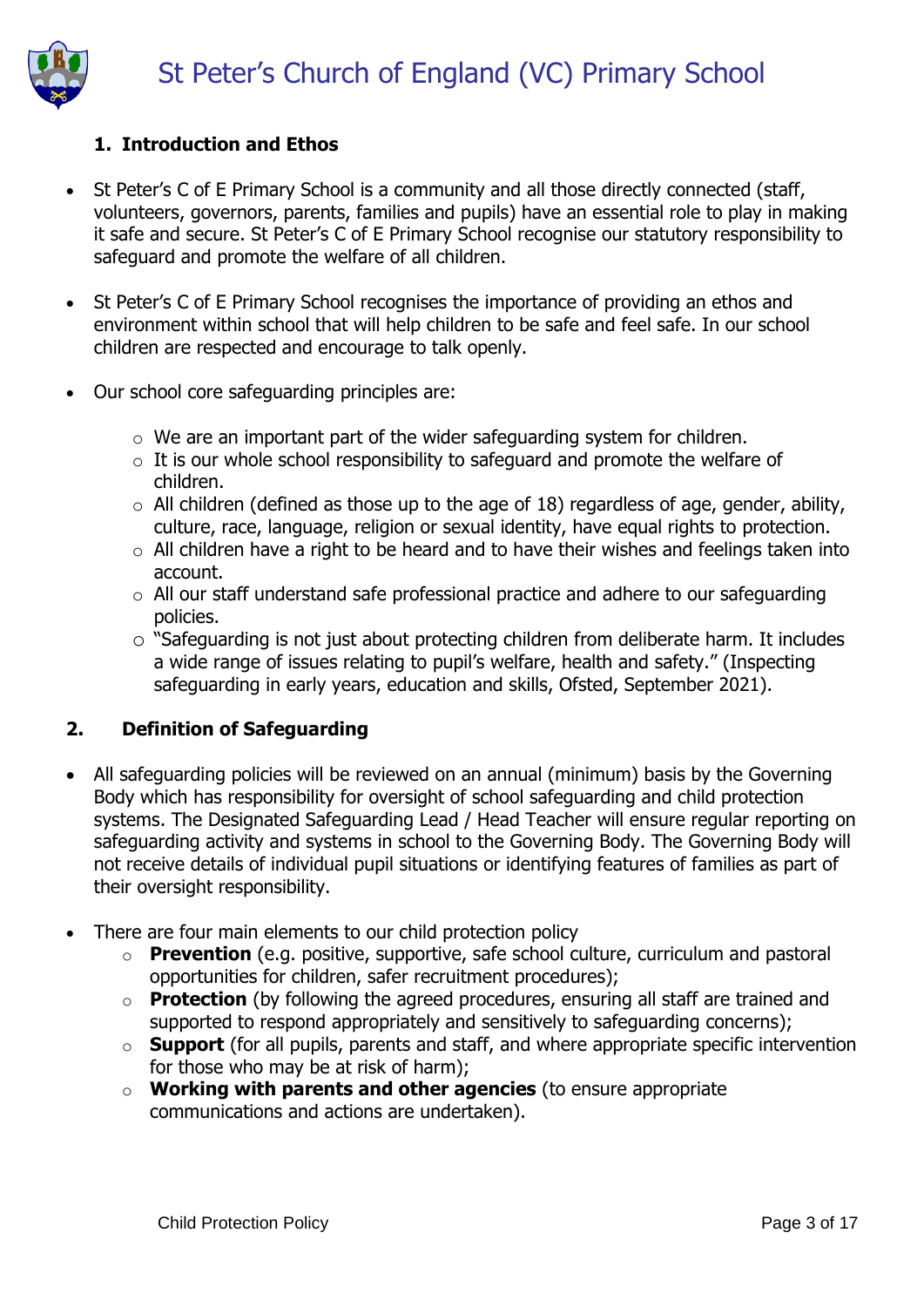## 1. Introduction and Ethos

- St Peter's C of E Primary School is a community and all those directly connected (staff, volunteers, governors, parents, families and pupils) have an essential role to play in making it safe and secure. St Peter's C of E Primary School recognise our statutory responsibility to safeguard and promote the welfare of all children.

- St Peter's C of E Primary School recognises the importance of providing an ethos and environment within school that will help children to be safe and feel safe. In our school children are respected and encourage to talk openly.

- Our school core safeguarding principles are:

  - We are an important part of the wider safeguarding system for children.
  - It is our whole school responsibility to safeguard and promote the welfare of children.
  - All children (defined as those up to the age of 18) regardless of age, gender, ability, culture, race, language, religion or sexual identity, have equal rights to protection.
  - All children have a right to be heard and to have their wishes and feelings taken into account.
  - All our staff understand safe professional practice and adhere to our safeguarding policies.
  - "Safeguarding is not just about protecting children from deliberate harm. It includes a wide range of issues relating to pupil's welfare, health and safety." (Inspecting safeguarding in early years, education and skills, Ofsted, September 2021).

## 2. Definition of Safeguarding

- All safeguarding policies will be reviewed on an annual (minimum) basis by the Governing Body which has responsibility for oversight of school safeguarding and child protection systems. The Designated Safeguarding Lead / Head Teacher will ensure regular reporting on safeguarding activity and systems in school to the Governing Body. The Governing Body will not receive details of individual pupil situations or identifying features of families as part of their oversight responsibility.

- There are four main elements to our child protection policy
  - **Prevention** (e.g. positive, supportive, safe school culture, curriculum and pastoral opportunities for children, safer recruitment procedures);
  - **Protection** (by following the agreed procedures, ensuring all staff are trained and supported to respond appropriately and sensitively to safeguarding concerns);
  - **Support** (for all pupils, parents and staff, and where appropriate specific intervention for those who may be at risk of harm);
  - **Working with parents and other agencies** (to ensure appropriate communications and actions are undertaken).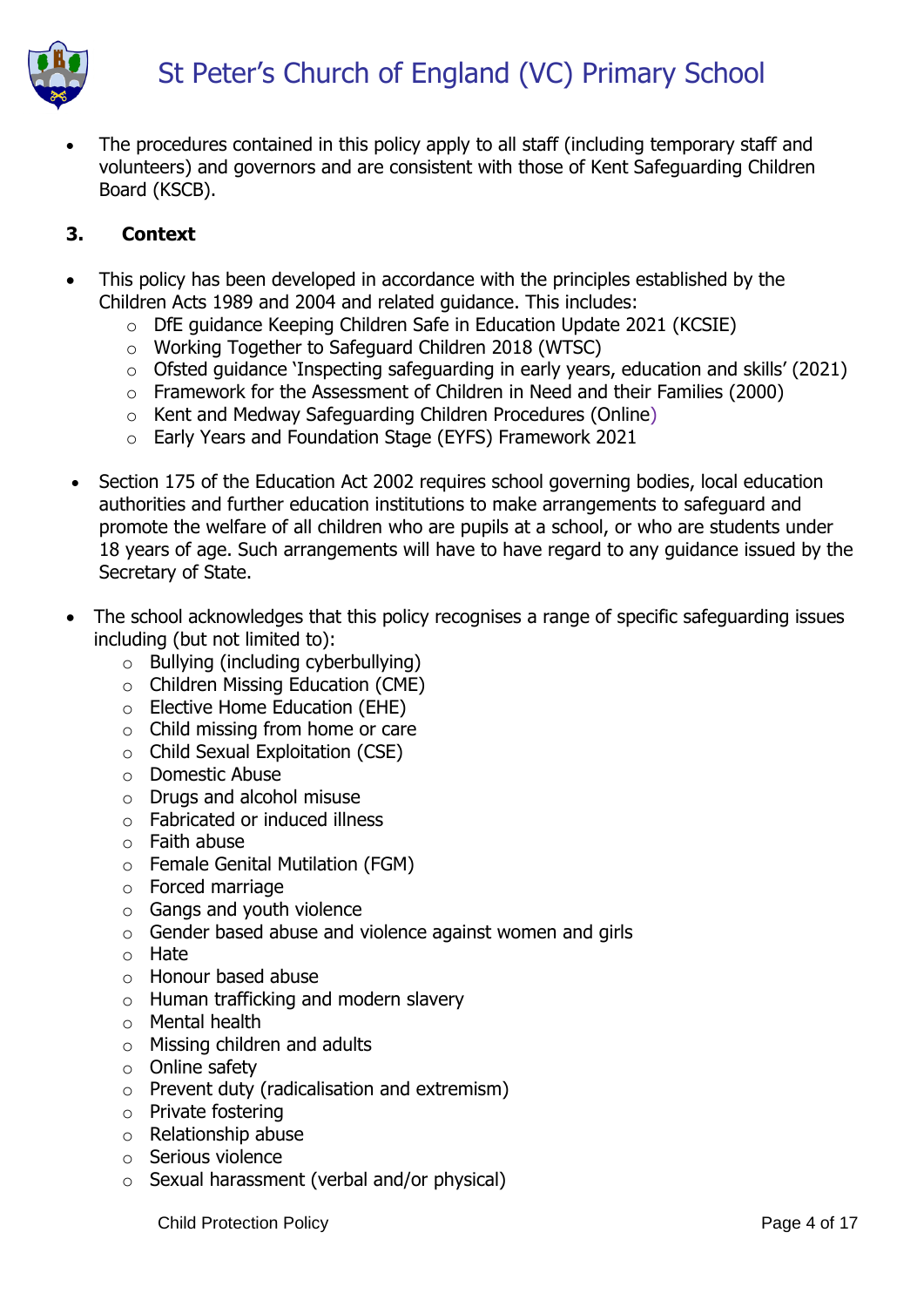- The procedures contained in this policy apply to all staff (including temporary staff and volunteers) and governors and are consistent with those of Kent Safeguarding Children Board (KSCB).

## 3. Context

- This policy has been developed in accordance with the principles established by the Children Acts 1989 and 2004 and related guidance. This includes:
  - DfE guidance Keeping Children Safe in Education Update 2021 (KCSIE)
  - Working Together to Safeguard Children 2018 (WTSC)
  - Ofsted guidance 'Inspecting safeguarding in early years, education and skills' (2021)
  - Framework for the Assessment of Children in Need and their Families (2000)
  - Kent and Medway Safeguarding Children Procedures (Online)
  - Early Years and Foundation Stage (EYFS) Framework 2021

- Section 175 of the Education Act 2002 requires school governing bodies, local education authorities and further education institutions to make arrangements to safeguard and promote the welfare of all children who are pupils at a school, or who are students under 18 years of age. Such arrangements will have to have regard to any guidance issued by the Secretary of State.

- The school acknowledges that this policy recognises a range of specific safeguarding issues including (but not limited to):
  - Bullying (including cyberbullying)
  - Children Missing Education (CME)
  - Elective Home Education (EHE)
  - Child missing from home or care
  - Child Sexual Exploitation (CSE)
  - Domestic Abuse
  - Drugs and alcohol misuse
  - Fabricated or induced illness
  - Faith abuse
  - Female Genital Mutilation (FGM)
  - Forced marriage
  - Gangs and youth violence
  - Gender based abuse and violence against women and girls
  - Hate
  - Honour based abuse
  - Human trafficking and modern slavery
  - Mental health
  - Missing children and adults
  - Online safety
  - Prevent duty (radicalisation and extremism)
  - Private fostering
  - Relationship abuse
  - Serious violence
  - Sexual harassment (verbal and/or physical)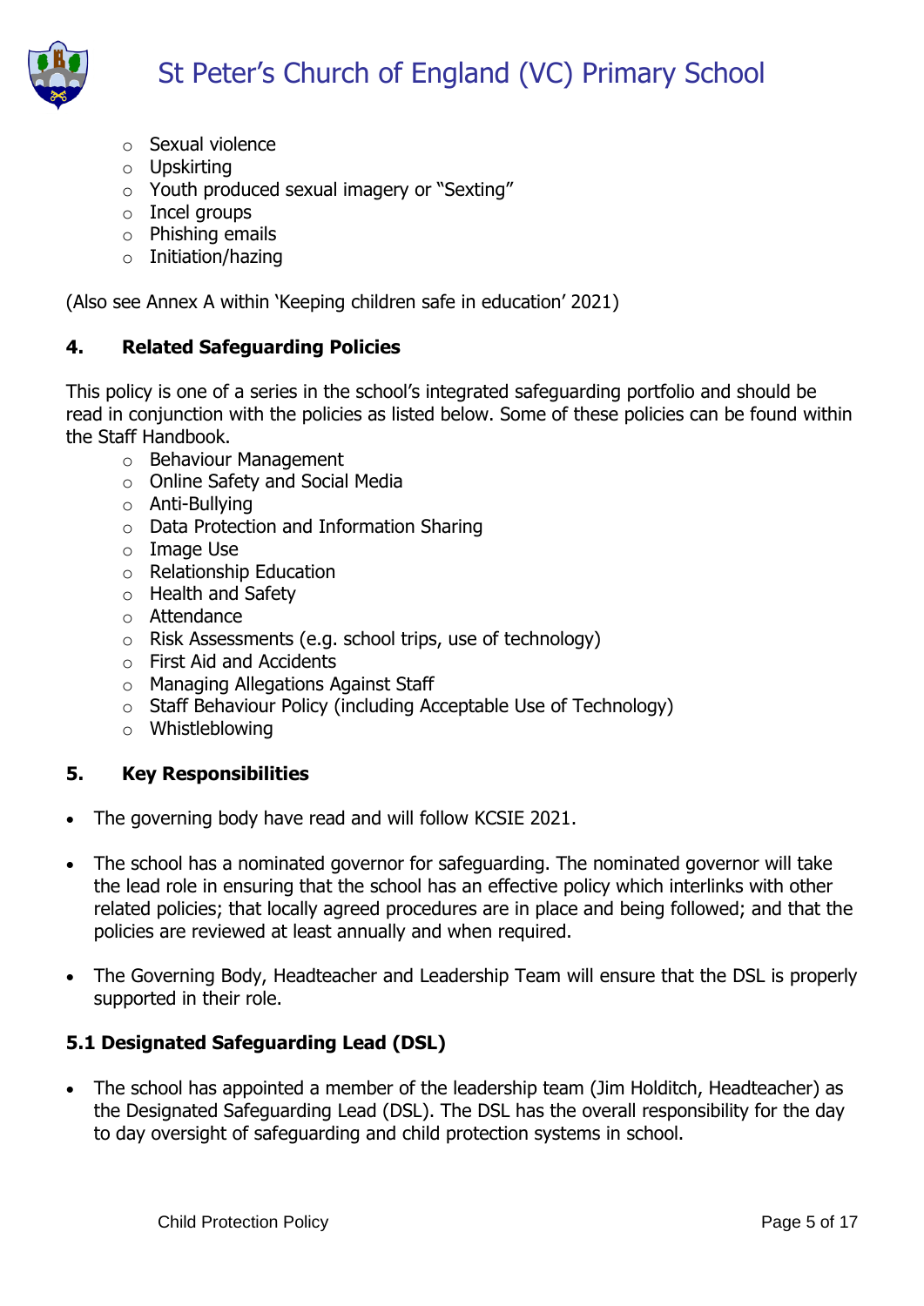- Sexual violence
- Upskirting
- Youth produced sexual imagery or "Sexting"
- Incel groups
- Phishing emails
- Initiation/hazing

(Also see Annex A within 'Keeping children safe in education' 2021)

## 4. Related Safeguarding Policies

This policy is one of a series in the school's integrated safeguarding portfolio and should be read in conjunction with the policies as listed below. Some of these policies can be found within the Staff Handbook.

- Behaviour Management
- Online Safety and Social Media
- Anti-Bullying
- Data Protection and Information Sharing
- Image Use
- Relationship Education
- Health and Safety
- Attendance
- Risk Assessments (e.g. school trips, use of technology)
- First Aid and Accidents
- Managing Allegations Against Staff
- Staff Behaviour Policy (including Acceptable Use of Technology)
- Whistleblowing

## 5. Key Responsibilities

- The governing body have read and will follow KCSIE 2021.
- The school has a nominated governor for safeguarding. The nominated governor will take the lead role in ensuring that the school has an effective policy which interlinks with other related policies; that locally agreed procedures are in place and being followed; and that the policies are reviewed at least annually and when required.
- The Governing Body, Headteacher and Leadership Team will ensure that the DSL is properly supported in their role.

### 5.1 Designated Safeguarding Lead (DSL)

- The school has appointed a member of the leadership team (Jim Holditch, Headteacher) as the Designated Safeguarding Lead (DSL). The DSL has the overall responsibility for the day to day oversight of safeguarding and child protection systems in school.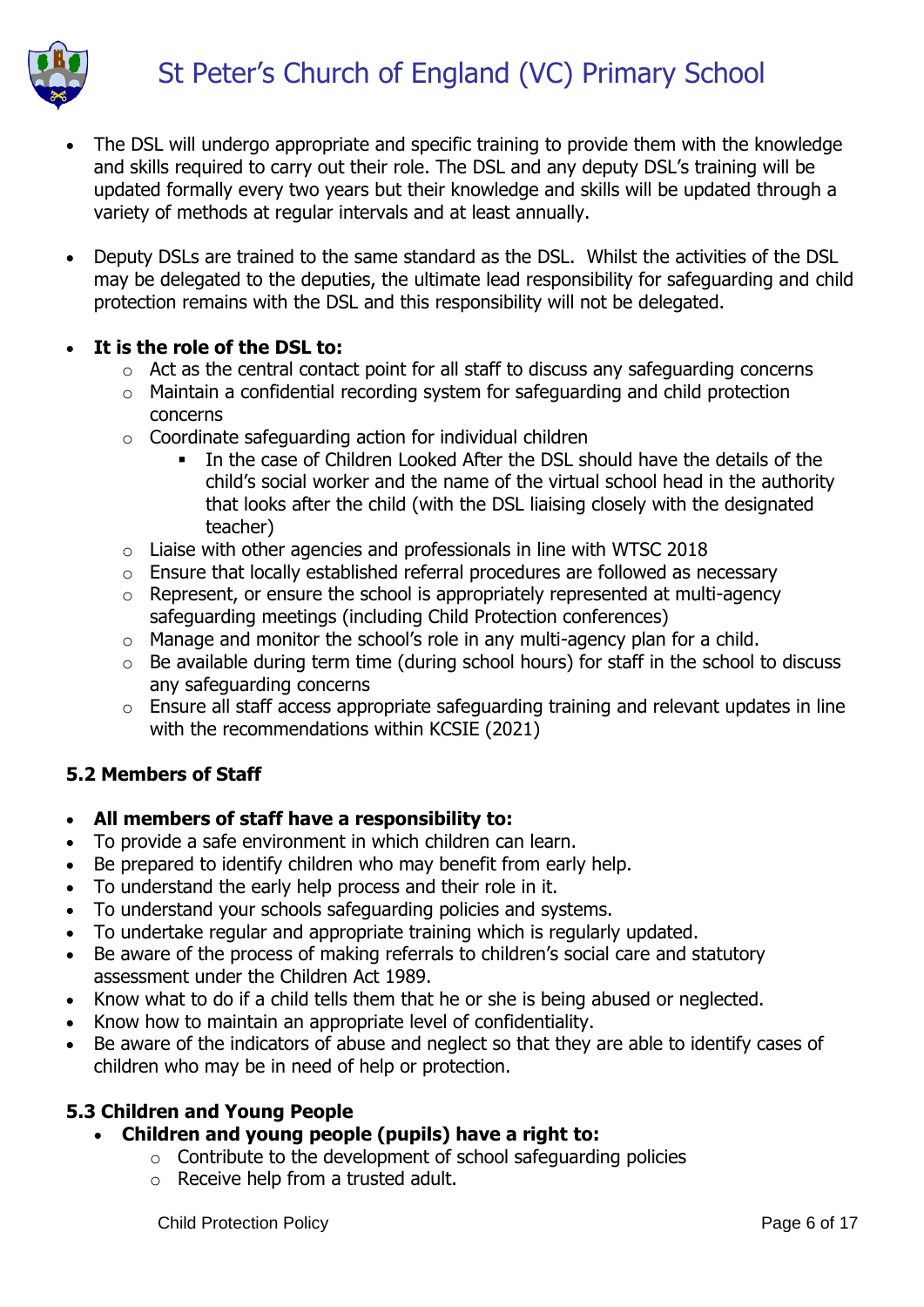- The DSL will undergo appropriate and specific training to provide them with the knowledge and skills required to carry out their role. The DSL and any deputy DSL's training will be updated formally every two years but their knowledge and skills will be updated through a variety of methods at regular intervals and at least annually.

- Deputy DSLs are trained to the same standard as the DSL. Whilst the activities of the DSL may be delegated to the deputies, the ultimate lead responsibility for safeguarding and child protection remains with the DSL and this responsibility will not be delegated.

- **It is the role of the DSL to:**
  - Act as the central contact point for all staff to discuss any safeguarding concerns
  - Maintain a confidential recording system for safeguarding and child protection concerns
  - Coordinate safeguarding action for individual children
    - In the case of Children Looked After the DSL should have the details of the child's social worker and the name of the virtual school head in the authority that looks after the child (with the DSL liaising closely with the designated teacher)
  - Liaise with other agencies and professionals in line with WTSC 2018
  - Ensure that locally established referral procedures are followed as necessary
  - Represent, or ensure the school is appropriately represented at multi-agency safeguarding meetings (including Child Protection conferences)
  - Manage and monitor the school's role in any multi-agency plan for a child.
  - Be available during term time (during school hours) for staff in the school to discuss any safeguarding concerns
  - Ensure all staff access appropriate safeguarding training and relevant updates in line with the recommendations within KCSIE (2021)

### 5.2 Members of Staff

- **All members of staff have a responsibility to:**
- To provide a safe environment in which children can learn.
- Be prepared to identify children who may benefit from early help.
- To understand the early help process and their role in it.
- To understand your schools safeguarding policies and systems.
- To undertake regular and appropriate training which is regularly updated.
- Be aware of the process of making referrals to children's social care and statutory assessment under the Children Act 1989.
- Know what to do if a child tells them that he or she is being abused or neglected.
- Know how to maintain an appropriate level of confidentiality.
- Be aware of the indicators of abuse and neglect so that they are able to identify cases of children who may be in need of help or protection.

### 5.3 Children and Young People

- **Children and young people (pupils) have a right to:**
  - Contribute to the development of school safeguarding policies
  - Receive help from a trusted adult.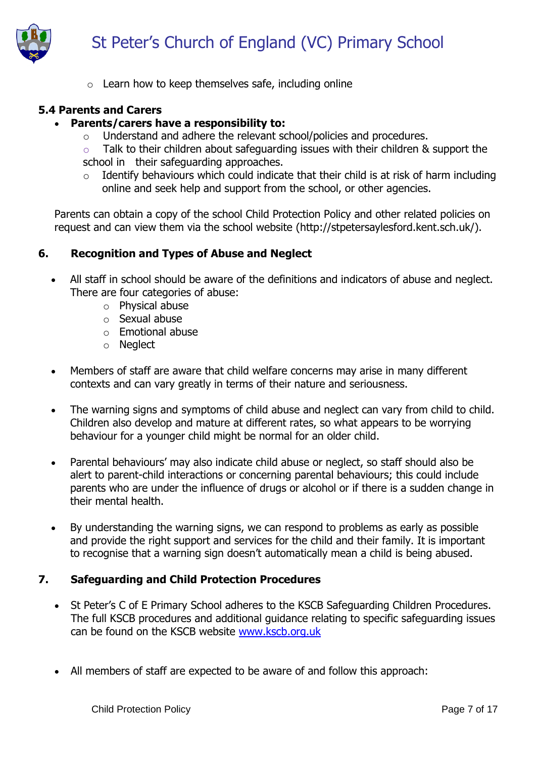- Learn how to keep themselves safe, including online

**5.4 Parents and Carers**

- **Parents/carers have a responsibility to:**
    - Understand and adhere the relevant school/policies and procedures.
    - Talk to their children about safeguarding issues with their children & support the school in their safeguarding approaches.
    - Identify behaviours which could indicate that their child is at risk of harm including online and seek help and support from the school, or other agencies.

Parents can obtain a copy of the school Child Protection Policy and other related policies on request and can view them via the school website (http://stpetersaylesford.kent.sch.uk/).

## 6. Recognition and Types of Abuse and Neglect

- All staff in school should be aware of the definitions and indicators of abuse and neglect. There are four categories of abuse:
    - Physical abuse
    - Sexual abuse
    - Emotional abuse
    - Neglect

- Members of staff are aware that child welfare concerns may arise in many different contexts and can vary greatly in terms of their nature and seriousness.

- The warning signs and symptoms of child abuse and neglect can vary from child to child. Children also develop and mature at different rates, so what appears to be worrying behaviour for a younger child might be normal for an older child.

- Parental behaviours' may also indicate child abuse or neglect, so staff should also be alert to parent-child interactions or concerning parental behaviours; this could include parents who are under the influence of drugs or alcohol or if there is a sudden change in their mental health.

- By understanding the warning signs, we can respond to problems as early as possible and provide the right support and services for the child and their family. It is important to recognise that a warning sign doesn't automatically mean a child is being abused.

## 7. Safeguarding and Child Protection Procedures

- St Peter's C of E Primary School adheres to the KSCB Safeguarding Children Procedures. The full KSCB procedures and additional guidance relating to specific safeguarding issues can be found on the KSCB website www.kscb.org.uk

- All members of staff are expected to be aware of and follow this approach: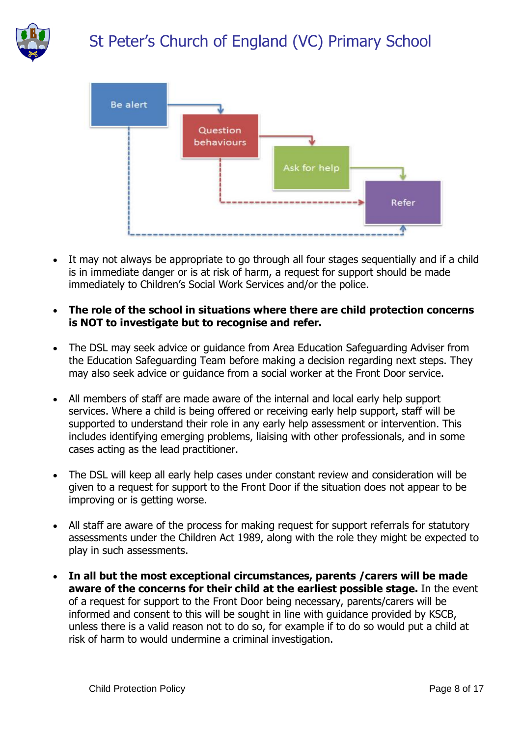Be alert → Question behaviours → Ask for help → Refer

- It may not always be appropriate to go through all four stages sequentially and if a child is in immediate danger or is at risk of harm, a request for support should be made immediately to Children's Social Work Services and/or the police.

- **The role of the school in situations where there are child protection concerns is NOT to investigate but to recognise and refer.**

- The DSL may seek advice or guidance from Area Education Safeguarding Adviser from the Education Safeguarding Team before making a decision regarding next steps. They may also seek advice or guidance from a social worker at the Front Door service.

- All members of staff are made aware of the internal and local early help support services. Where a child is being offered or receiving early help support, staff will be supported to understand their role in any early help assessment or intervention. This includes identifying emerging problems, liaising with other professionals, and in some cases acting as the lead practitioner.

- The DSL will keep all early help cases under constant review and consideration will be given to a request for support to the Front Door if the situation does not appear to be improving or is getting worse.

- All staff are aware of the process for making request for support referrals for statutory assessments under the Children Act 1989, along with the role they might be expected to play in such assessments.

- **In all but the most exceptional circumstances, parents /carers will be made aware of the concerns for their child at the earliest possible stage.** In the event of a request for support to the Front Door being necessary, parents/carers will be informed and consent to this will be sought in line with guidance provided by KSCB, unless there is a valid reason not to do so, for example if to do so would put a child at risk of harm to would undermine a criminal investigation.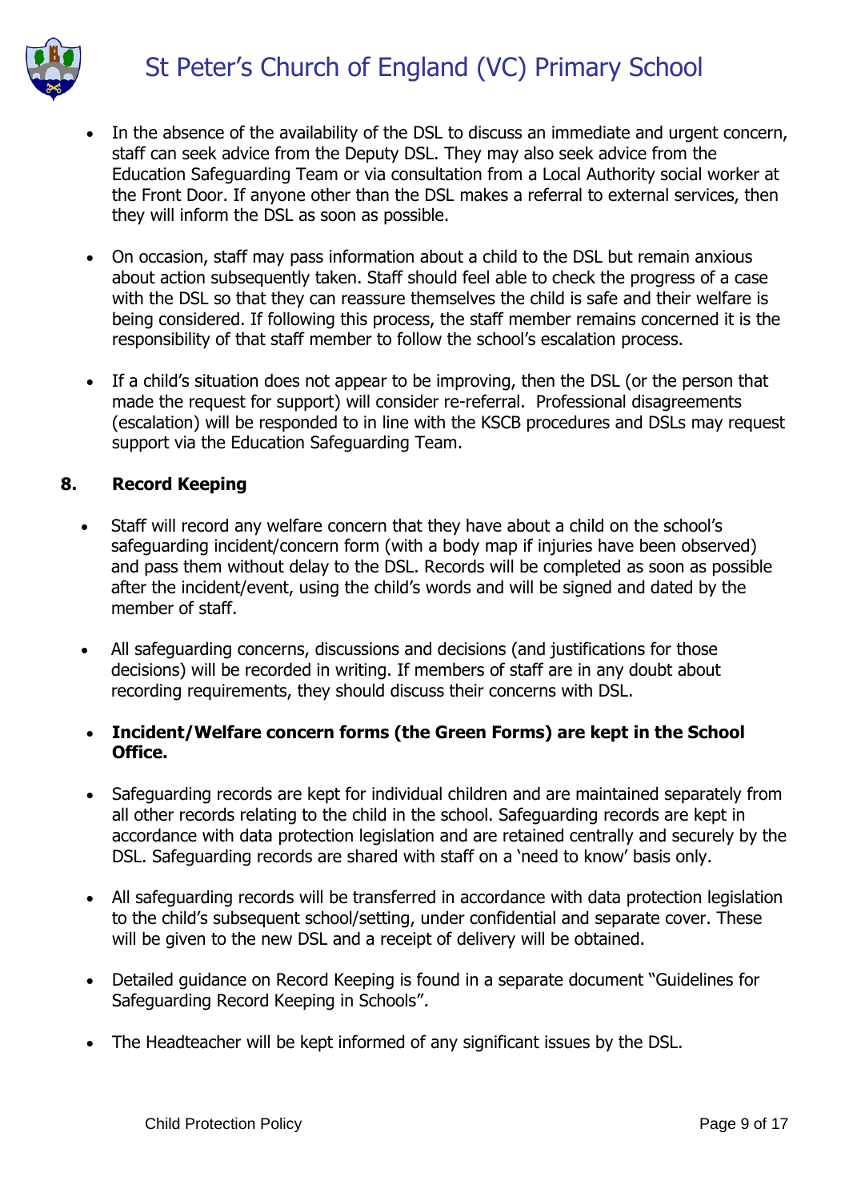- In the absence of the availability of the DSL to discuss an immediate and urgent concern, staff can seek advice from the Deputy DSL. They may also seek advice from the Education Safeguarding Team or via consultation from a Local Authority social worker at the Front Door. If anyone other than the DSL makes a referral to external services, then they will inform the DSL as soon as possible.

- On occasion, staff may pass information about a child to the DSL but remain anxious about action subsequently taken. Staff should feel able to check the progress of a case with the DSL so that they can reassure themselves the child is safe and their welfare is being considered. If following this process, the staff member remains concerned it is the responsibility of that staff member to follow the school's escalation process.

- If a child's situation does not appear to be improving, then the DSL (or the person that made the request for support) will consider re-referral. Professional disagreements (escalation) will be responded to in line with the KSCB procedures and DSLs may request support via the Education Safeguarding Team.

## 8. Record Keeping

- Staff will record any welfare concern that they have about a child on the school's safeguarding incident/concern form (with a body map if injuries have been observed) and pass them without delay to the DSL. Records will be completed as soon as possible after the incident/event, using the child's words and will be signed and dated by the member of staff.

- All safeguarding concerns, discussions and decisions (and justifications for those decisions) will be recorded in writing. If members of staff are in any doubt about recording requirements, they should discuss their concerns with DSL.

- **Incident/Welfare concern forms (the Green Forms) are kept in the School Office.**

- Safeguarding records are kept for individual children and are maintained separately from all other records relating to the child in the school. Safeguarding records are kept in accordance with data protection legislation and are retained centrally and securely by the DSL. Safeguarding records are shared with staff on a 'need to know' basis only.

- All safeguarding records will be transferred in accordance with data protection legislation to the child's subsequent school/setting, under confidential and separate cover. These will be given to the new DSL and a receipt of delivery will be obtained.

- Detailed guidance on Record Keeping is found in a separate document "Guidelines for Safeguarding Record Keeping in Schools"*.*

- The Headteacher will be kept informed of any significant issues by the DSL.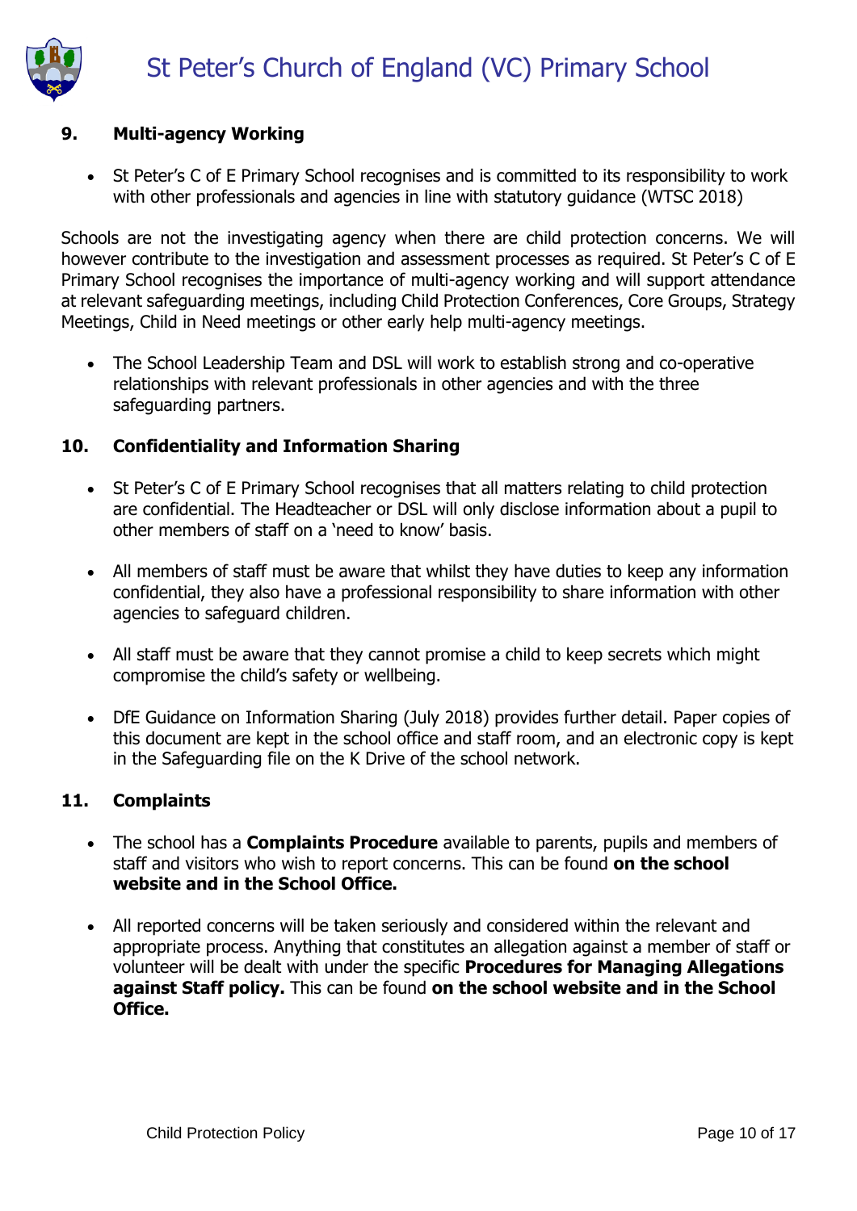## 9. Multi-agency Working

- St Peter's C of E Primary School recognises and is committed to its responsibility to work with other professionals and agencies in line with statutory guidance (WTSC 2018)

Schools are not the investigating agency when there are child protection concerns. We will however contribute to the investigation and assessment processes as required. St Peter's C of E Primary School recognises the importance of multi-agency working and will support attendance at relevant safeguarding meetings, including Child Protection Conferences, Core Groups, Strategy Meetings, Child in Need meetings or other early help multi-agency meetings.

- The School Leadership Team and DSL will work to establish strong and co-operative relationships with relevant professionals in other agencies and with the three safeguarding partners.

## 10. Confidentiality and Information Sharing

- St Peter's C of E Primary School recognises that all matters relating to child protection are confidential. The Headteacher or DSL will only disclose information about a pupil to other members of staff on a 'need to know' basis.

- All members of staff must be aware that whilst they have duties to keep any information confidential, they also have a professional responsibility to share information with other agencies to safeguard children.

- All staff must be aware that they cannot promise a child to keep secrets which might compromise the child's safety or wellbeing.

- DfE Guidance on Information Sharing (July 2018) provides further detail. Paper copies of this document are kept in the school office and staff room, and an electronic copy is kept in the Safeguarding file on the K Drive of the school network.

## 11. Complaints

- The school has a **Complaints Procedure** available to parents, pupils and members of staff and visitors who wish to report concerns. This can be found **on the school website and in the School Office.**

- All reported concerns will be taken seriously and considered within the relevant and appropriate process. Anything that constitutes an allegation against a member of staff or volunteer will be dealt with under the specific **Procedures for Managing Allegations against Staff policy.** This can be found **on the school website and in the School Office.**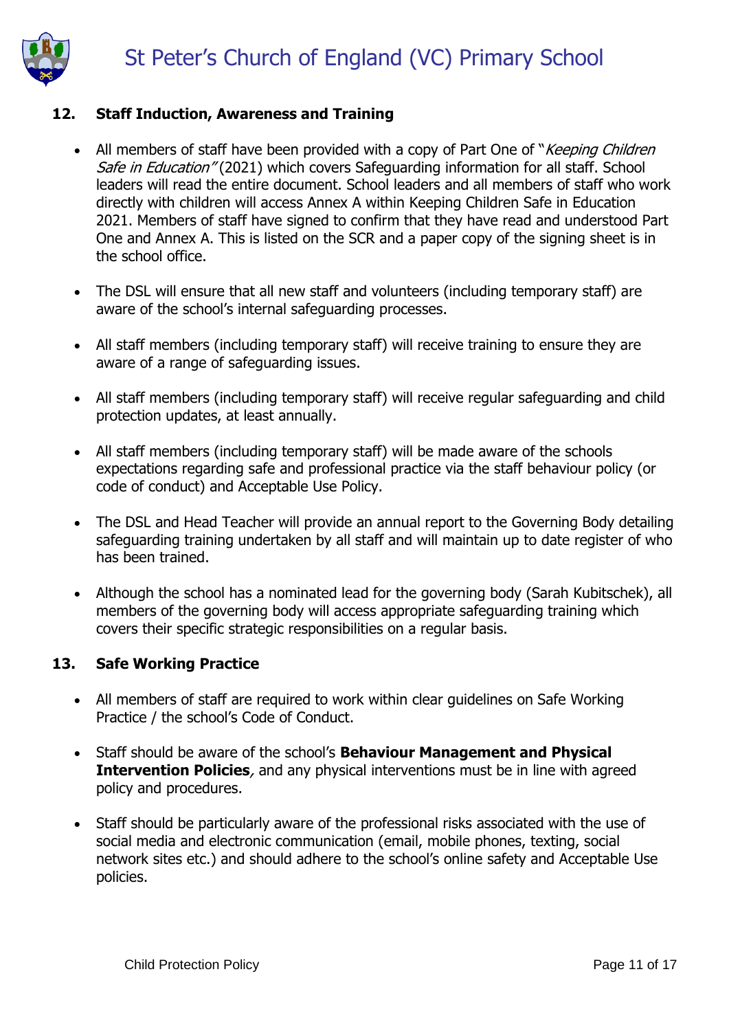## 12. Staff Induction, Awareness and Training

- All members of staff have been provided with a copy of Part One of "*Keeping Children Safe in Education"* (2021) which covers Safeguarding information for all staff. School leaders will read the entire document. School leaders and all members of staff who work directly with children will access Annex A within Keeping Children Safe in Education 2021. Members of staff have signed to confirm that they have read and understood Part One and Annex A. This is listed on the SCR and a paper copy of the signing sheet is in the school office.

- The DSL will ensure that all new staff and volunteers (including temporary staff) are aware of the school's internal safeguarding processes.

- All staff members (including temporary staff) will receive training to ensure they are aware of a range of safeguarding issues.

- All staff members (including temporary staff) will receive regular safeguarding and child protection updates, at least annually.

- All staff members (including temporary staff) will be made aware of the schools expectations regarding safe and professional practice via the staff behaviour policy (or code of conduct) and Acceptable Use Policy.

- The DSL and Head Teacher will provide an annual report to the Governing Body detailing safeguarding training undertaken by all staff and will maintain up to date register of who has been trained.

- Although the school has a nominated lead for the governing body (Sarah Kubitschek), all members of the governing body will access appropriate safeguarding training which covers their specific strategic responsibilities on a regular basis.

## 13. Safe Working Practice

- All members of staff are required to work within clear guidelines on Safe Working Practice / the school's Code of Conduct.

- Staff should be aware of the school's **Behaviour Management and Physical Intervention Policies**, and any physical interventions must be in line with agreed policy and procedures.

- Staff should be particularly aware of the professional risks associated with the use of social media and electronic communication (email, mobile phones, texting, social network sites etc.) and should adhere to the school's online safety and Acceptable Use policies.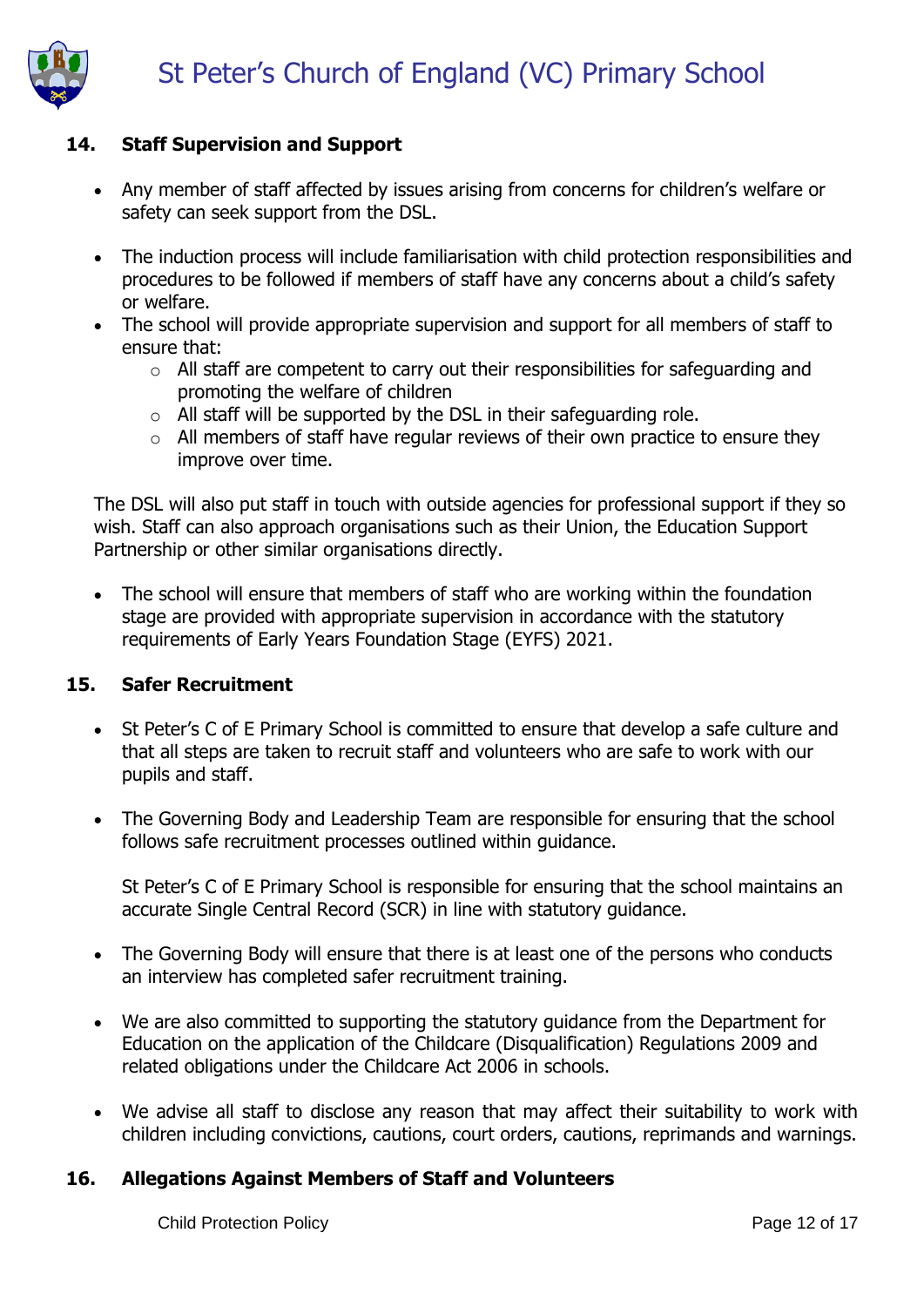## 14. Staff Supervision and Support

- Any member of staff affected by issues arising from concerns for children's welfare or safety can seek support from the DSL.
- The induction process will include familiarisation with child protection responsibilities and procedures to be followed if members of staff have any concerns about a child's safety or welfare.
- The school will provide appropriate supervision and support for all members of staff to ensure that:
  - All staff are competent to carry out their responsibilities for safeguarding and promoting the welfare of children
  - All staff will be supported by the DSL in their safeguarding role.
  - All members of staff have regular reviews of their own practice to ensure they improve over time.

The DSL will also put staff in touch with outside agencies for professional support if they so wish. Staff can also approach organisations such as their Union, the Education Support Partnership or other similar organisations directly.

- The school will ensure that members of staff who are working within the foundation stage are provided with appropriate supervision in accordance with the statutory requirements of Early Years Foundation Stage (EYFS) 2021.

## 15. Safer Recruitment

- St Peter's C of E Primary School is committed to ensure that develop a safe culture and that all steps are taken to recruit staff and volunteers who are safe to work with our pupils and staff.
- The Governing Body and Leadership Team are responsible for ensuring that the school follows safe recruitment processes outlined within guidance.

  St Peter's C of E Primary School is responsible for ensuring that the school maintains an accurate Single Central Record (SCR) in line with statutory guidance.

- The Governing Body will ensure that there is at least one of the persons who conducts an interview has completed safer recruitment training.
- We are also committed to supporting the statutory guidance from the Department for Education on the application of the Childcare (Disqualification) Regulations 2009 and related obligations under the Childcare Act 2006 in schools.
- We advise all staff to disclose any reason that may affect their suitability to work with children including convictions, cautions, court orders, cautions, reprimands and warnings.

## 16. Allegations Against Members of Staff and Volunteers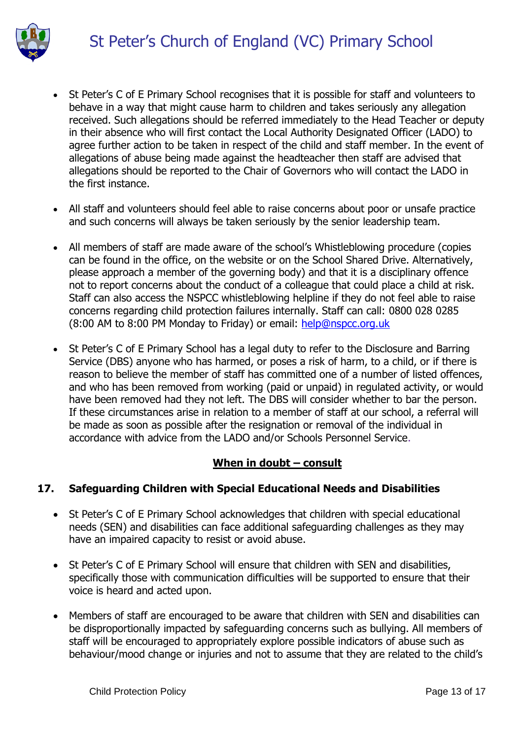- St Peter's C of E Primary School recognises that it is possible for staff and volunteers to behave in a way that might cause harm to children and takes seriously any allegation received. Such allegations should be referred immediately to the Head Teacher or deputy in their absence who will first contact the Local Authority Designated Officer (LADO) to agree further action to be taken in respect of the child and staff member. In the event of allegations of abuse being made against the headteacher then staff are advised that allegations should be reported to the Chair of Governors who will contact the LADO in the first instance.

- All staff and volunteers should feel able to raise concerns about poor or unsafe practice and such concerns will always be taken seriously by the senior leadership team.

- All members of staff are made aware of the school's Whistleblowing procedure (copies can be found in the office, on the website or on the School Shared Drive. Alternatively, please approach a member of the governing body) and that it is a disciplinary offence not to report concerns about the conduct of a colleague that could place a child at risk. Staff can also access the NSPCC whistleblowing helpline if they do not feel able to raise concerns regarding child protection failures internally. Staff can call: 0800 028 0285 (8:00 AM to 8:00 PM Monday to Friday) or email: help@nspcc.org.uk

- St Peter's C of E Primary School has a legal duty to refer to the Disclosure and Barring Service (DBS) anyone who has harmed, or poses a risk of harm, to a child, or if there is reason to believe the member of staff has committed one of a number of listed offences, and who has been removed from working (paid or unpaid) in regulated activity, or would have been removed had they not left. The DBS will consider whether to bar the person. If these circumstances arise in relation to a member of staff at our school, a referral will be made as soon as possible after the resignation or removal of the individual in accordance with advice from the LADO and/or Schools Personnel Service.

**<u>When in doubt – consult</u>**

## 17. Safeguarding Children with Special Educational Needs and Disabilities

- St Peter's C of E Primary School acknowledges that children with special educational needs (SEN) and disabilities can face additional safeguarding challenges as they may have an impaired capacity to resist or avoid abuse.

- St Peter's C of E Primary School will ensure that children with SEN and disabilities, specifically those with communication difficulties will be supported to ensure that their voice is heard and acted upon.

- Members of staff are encouraged to be aware that children with SEN and disabilities can be disproportionally impacted by safeguarding concerns such as bullying. All members of staff will be encouraged to appropriately explore possible indicators of abuse such as behaviour/mood change or injuries and not to assume that they are related to the child's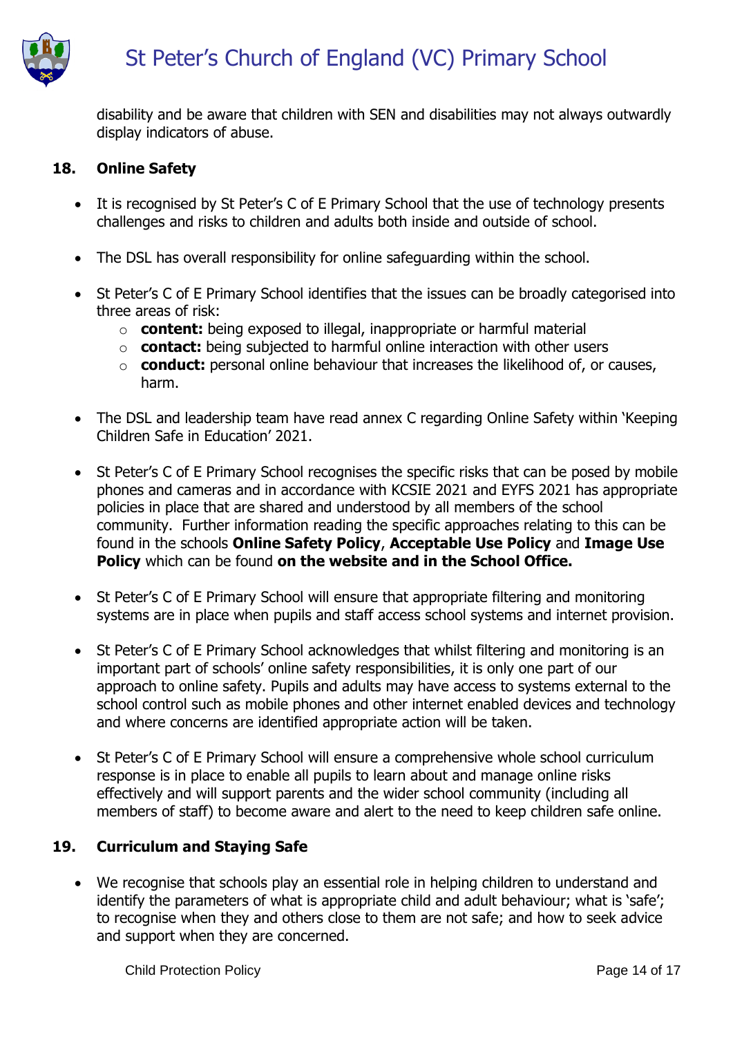disability and be aware that children with SEN and disabilities may not always outwardly display indicators of abuse.

## 18. Online Safety

- It is recognised by St Peter's C of E Primary School that the use of technology presents challenges and risks to children and adults both inside and outside of school.
- The DSL has overall responsibility for online safeguarding within the school.
- St Peter's C of E Primary School identifies that the issues can be broadly categorised into three areas of risk:
  - **content:** being exposed to illegal, inappropriate or harmful material
  - **contact:** being subjected to harmful online interaction with other users
  - **conduct:** personal online behaviour that increases the likelihood of, or causes, harm.
- The DSL and leadership team have read annex C regarding Online Safety within 'Keeping Children Safe in Education' 2021.
- St Peter's C of E Primary School recognises the specific risks that can be posed by mobile phones and cameras and in accordance with KCSIE 2021 and EYFS 2021 has appropriate policies in place that are shared and understood by all members of the school community. Further information reading the specific approaches relating to this can be found in the schools **Online Safety Policy**, **Acceptable Use Policy** and **Image Use Policy** which can be found **on the website and in the School Office.**
- St Peter's C of E Primary School will ensure that appropriate filtering and monitoring systems are in place when pupils and staff access school systems and internet provision.
- St Peter's C of E Primary School acknowledges that whilst filtering and monitoring is an important part of schools' online safety responsibilities, it is only one part of our approach to online safety. Pupils and adults may have access to systems external to the school control such as mobile phones and other internet enabled devices and technology and where concerns are identified appropriate action will be taken.
- St Peter's C of E Primary School will ensure a comprehensive whole school curriculum response is in place to enable all pupils to learn about and manage online risks effectively and will support parents and the wider school community (including all members of staff) to become aware and alert to the need to keep children safe online.

## 19. Curriculum and Staying Safe

- We recognise that schools play an essential role in helping children to understand and identify the parameters of what is appropriate child and adult behaviour; what is 'safe'; to recognise when they and others close to them are not safe; and how to seek advice and support when they are concerned.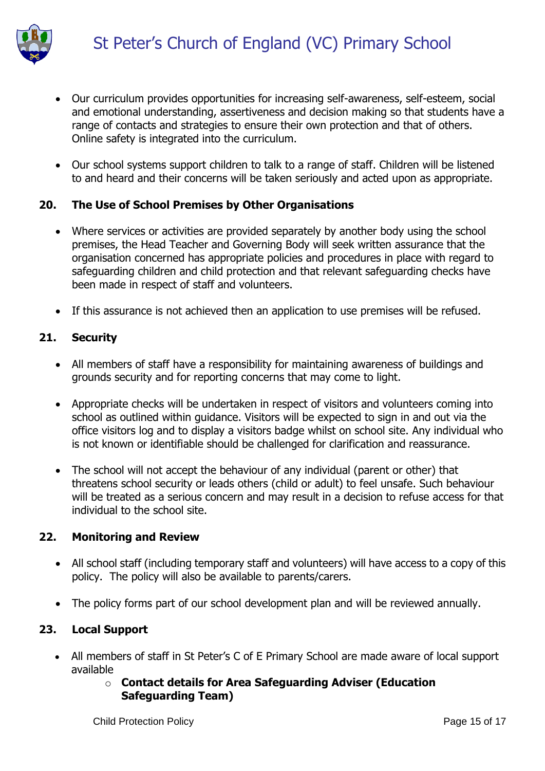- Our curriculum provides opportunities for increasing self-awareness, self-esteem, social and emotional understanding, assertiveness and decision making so that students have a range of contacts and strategies to ensure their own protection and that of others. Online safety is integrated into the curriculum.

- Our school systems support children to talk to a range of staff. Children will be listened to and heard and their concerns will be taken seriously and acted upon as appropriate.

## 20. The Use of School Premises by Other Organisations

- Where services or activities are provided separately by another body using the school premises, the Head Teacher and Governing Body will seek written assurance that the organisation concerned has appropriate policies and procedures in place with regard to safeguarding children and child protection and that relevant safeguarding checks have been made in respect of staff and volunteers.

- If this assurance is not achieved then an application to use premises will be refused.

## 21. Security

- All members of staff have a responsibility for maintaining awareness of buildings and grounds security and for reporting concerns that may come to light.

- Appropriate checks will be undertaken in respect of visitors and volunteers coming into school as outlined within guidance. Visitors will be expected to sign in and out via the office visitors log and to display a visitors badge whilst on school site. Any individual who is not known or identifiable should be challenged for clarification and reassurance.

- The school will not accept the behaviour of any individual (parent or other) that threatens school security or leads others (child or adult) to feel unsafe. Such behaviour will be treated as a serious concern and may result in a decision to refuse access for that individual to the school site.

## 22. Monitoring and Review

- All school staff (including temporary staff and volunteers) will have access to a copy of this policy. The policy will also be available to parents/carers.

- The policy forms part of our school development plan and will be reviewed annually.

## 23. Local Support

- All members of staff in St Peter's C of E Primary School are made aware of local support available
  - **Contact details for Area Safeguarding Adviser (Education Safeguarding Team)**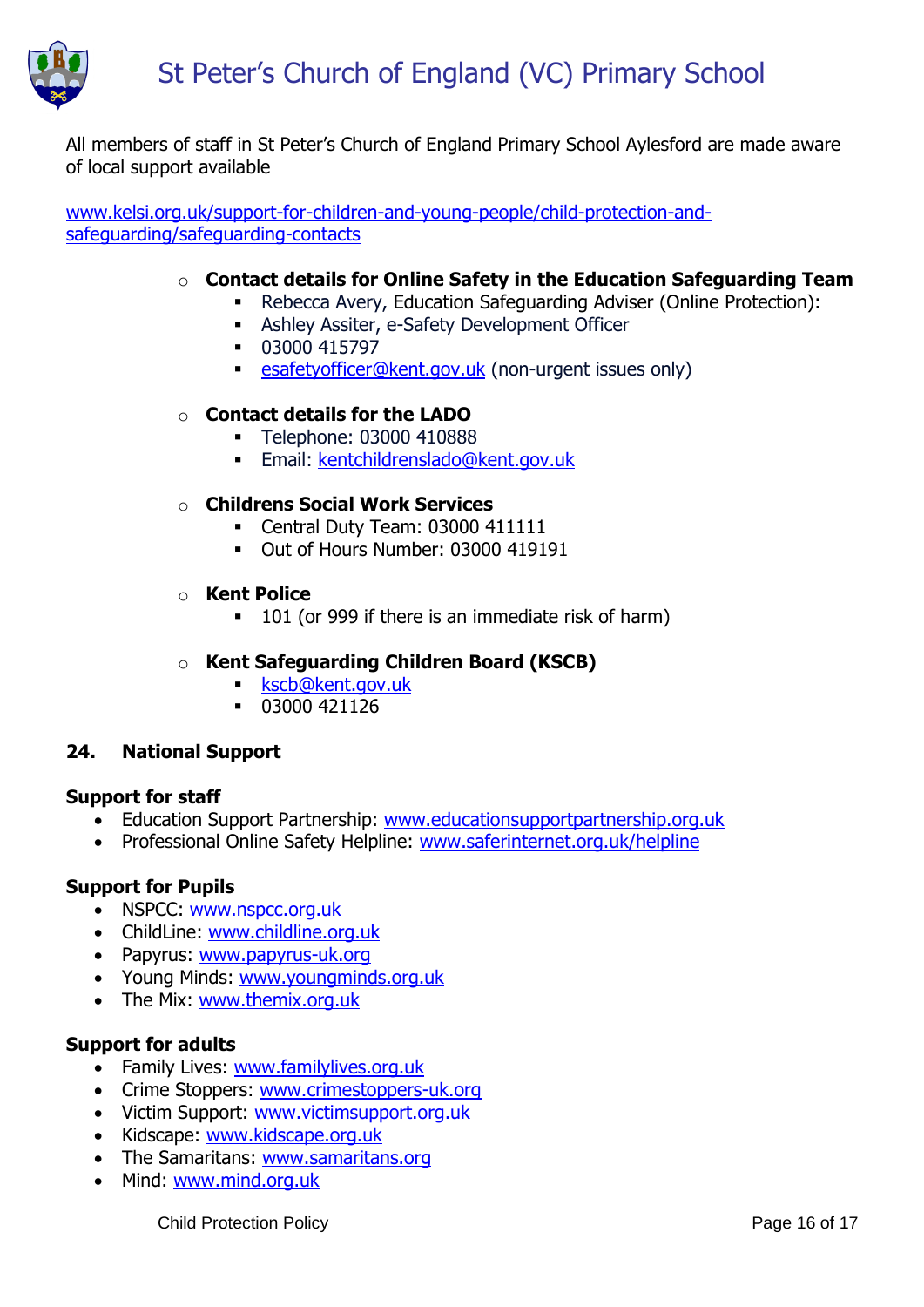All members of staff in St Peter's Church of England Primary School Aylesford are made aware of local support available

www.kelsi.org.uk/support-for-children-and-young-people/child-protection-and-safeguarding/safeguarding-contacts

- **Contact details for Online Safety in the Education Safeguarding Team**
  - Rebecca Avery, Education Safeguarding Adviser (Online Protection):
  - Ashley Assiter, e-Safety Development Officer
  - 03000 415797
  - esafetyofficer@kent.gov.uk (non-urgent issues only)

- **Contact details for the LADO**
  - Telephone: 03000 410888
  - Email: kentchildrenslado@kent.gov.uk

- **Childrens Social Work Services**
  - Central Duty Team: 03000 411111
  - Out of Hours Number: 03000 419191

- **Kent Police**
  - 101 (or 999 if there is an immediate risk of harm)

- **Kent Safeguarding Children Board (KSCB)**
  - kscb@kent.gov.uk
  - 03000 421126

## 24. National Support

**Support for staff**

- Education Support Partnership: www.educationsupportpartnership.org.uk
- Professional Online Safety Helpline: www.saferinternet.org.uk/helpline

**Support for Pupils**

- NSPCC: www.nspcc.org.uk
- ChildLine: www.childline.org.uk
- Papyrus: www.papyrus-uk.org
- Young Minds: www.youngminds.org.uk
- The Mix: www.themix.org.uk

**Support for adults**

- Family Lives: www.familylives.org.uk
- Crime Stoppers: www.crimestoppers-uk.org
- Victim Support: www.victimsupport.org.uk
- Kidscape: www.kidscape.org.uk
- The Samaritans: www.samaritans.org
- Mind: www.mind.org.uk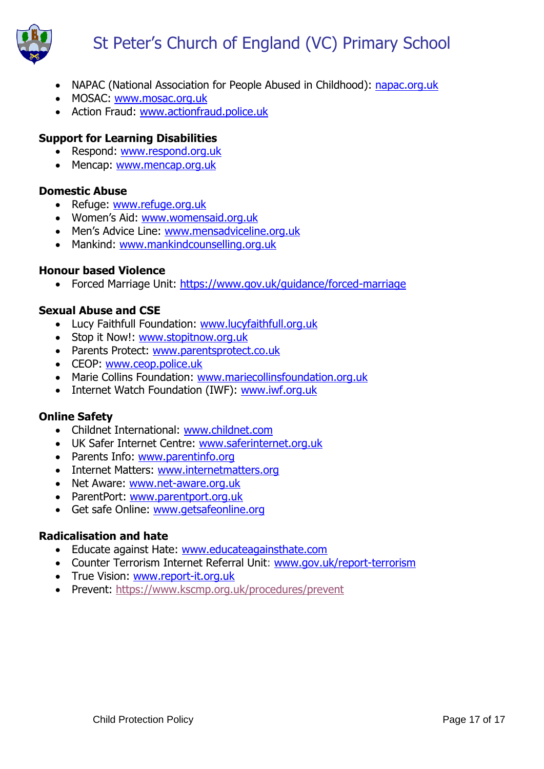- NAPAC (National Association for People Abused in Childhood): napac.org.uk
- MOSAC: www.mosac.org.uk
- Action Fraud: www.actionfraud.police.uk

**Support for Learning Disabilities**

- Respond: www.respond.org.uk
- Mencap: www.mencap.org.uk

**Domestic Abuse**

- Refuge: www.refuge.org.uk
- Women's Aid: www.womensaid.org.uk
- Men's Advice Line: www.mensadviceline.org.uk
- Mankind: www.mankindcounselling.org.uk

**Honour based Violence**

- Forced Marriage Unit: https://www.gov.uk/guidance/forced-marriage

**Sexual Abuse and CSE**

- Lucy Faithfull Foundation: www.lucyfaithfull.org.uk
- Stop it Now!: www.stopitnow.org.uk
- Parents Protect: www.parentsprotect.co.uk
- CEOP: www.ceop.police.uk
- Marie Collins Foundation: www.mariecollinsfoundation.org.uk
- Internet Watch Foundation (IWF): www.iwf.org.uk

**Online Safety**

- Childnet International: www.childnet.com
- UK Safer Internet Centre: www.saferinternet.org.uk
- Parents Info: www.parentinfo.org
- Internet Matters: www.internetmatters.org
- Net Aware: www.net-aware.org.uk
- ParentPort: www.parentport.org.uk
- Get safe Online: www.getsafeonline.org

**Radicalisation and hate**

- Educate against Hate: www.educateagainsthate.com
- Counter Terrorism Internet Referral Unit: www.gov.uk/report-terrorism
- True Vision: www.report-it.org.uk
- Prevent: https://www.kscmp.org.uk/procedures/prevent